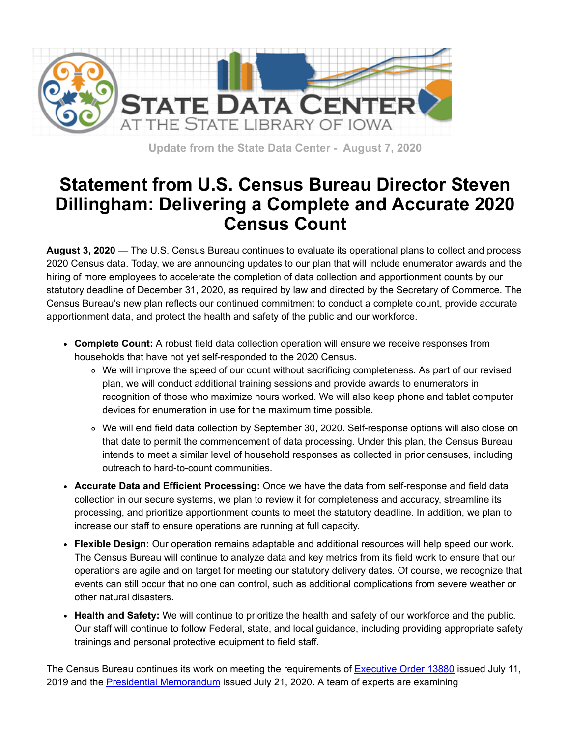Update from the State Data Center - August 7, 2020

# Statement from U.S. Census Bureau Director Steven Dillingham: Delivering a Complete and Accurate 2020 Census Count

**August 3, 2020** — The U.S. Census Bureau continues to evaluate its operational plans to collect and process 2020 Census data. Today, we are announcing updates to our plan that will include enumerator awards and the hiring of more employees to accelerate the completion of data collection and apportionment counts by our statutory deadline of December 31, 2020, as required by law and directed by the Secretary of Commerce. The Census Bureau's new plan reflects our continued commitment to conduct a complete count, provide accurate apportionment data, and protect the health and safety of the public and our workforce.

- **Complete Count:** A robust field data collection operation will ensure we receive responses from households that have not yet self-responded to the 2020 Census.
  - We will improve the speed of our count without sacrificing completeness. As part of our revised plan, we will conduct additional training sessions and provide awards to enumerators in recognition of those who maximize hours worked. We will also keep phone and tablet computer devices for enumeration in use for the maximum time possible.
  - We will end field data collection by September 30, 2020. Self-response options will also close on that date to permit the commencement of data processing. Under this plan, the Census Bureau intends to meet a similar level of household responses as collected in prior censuses, including outreach to hard-to-count communities.
- **Accurate Data and Efficient Processing:** Once we have the data from self-response and field data collection in our secure systems, we plan to review it for completeness and accuracy, streamline its processing, and prioritize apportionment counts to meet the statutory deadline. In addition, we plan to increase our staff to ensure operations are running at full capacity.
- **Flexible Design:** Our operation remains adaptable and additional resources will help speed our work. The Census Bureau will continue to analyze data and key metrics from its field work to ensure that our operations are agile and on target for meeting our statutory delivery dates. Of course, we recognize that events can still occur that no one can control, such as additional complications from severe weather or other natural disasters.
- **Health and Safety:** We will continue to prioritize the health and safety of our workforce and the public. Our staff will continue to follow Federal, state, and local guidance, including providing appropriate safety trainings and personal protective equipment to field staff.

The Census Bureau continues its work on meeting the requirements of [Executive Order 13880] issued July 11, 2019 and the [Presidential Memorandum] issued July 21, 2020. A team of experts are examining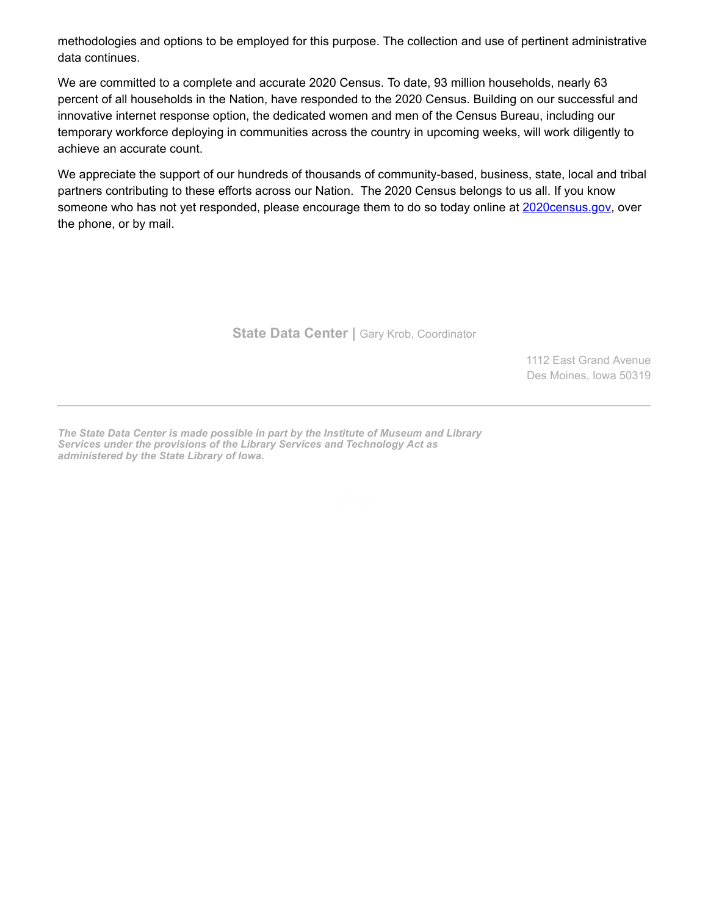methodologies and options to be employed for this purpose. The collection and use of pertinent administrative data continues.

We are committed to a complete and accurate 2020 Census. To date, 93 million households, nearly 63 percent of all households in the Nation, have responded to the 2020 Census. Building on our successful and innovative internet response option, the dedicated women and men of the Census Bureau, including our temporary workforce deploying in communities across the country in upcoming weeks, will work diligently to achieve an accurate count.

We appreciate the support of our hundreds of thousands of community-based, business, state, local and tribal partners contributing to these efforts across our Nation. The 2020 Census belongs to us all. If you know someone who has not yet responded, please encourage them to do so today online at [2020census.gov](2020census.gov), over the phone, or by mail.

**State Data Center |** Gary Krob, Coordinator

1112 East Grand Avenue
Des Moines, Iowa 50319

---

***The State Data Center is made possible in part by the Institute of Museum and Library Services under the provisions of the Library Services and Technology Act as administered by the State Library of Iowa.***